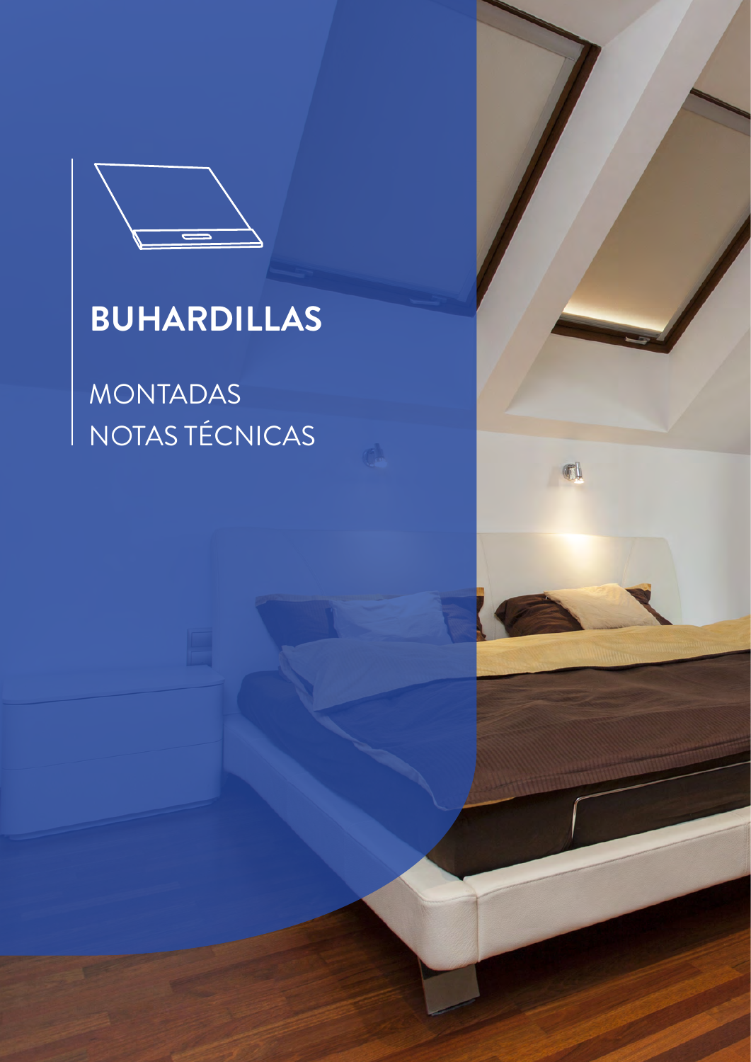# BUHARDILLAS

MONTADAS
NOTAS TÉCNICAS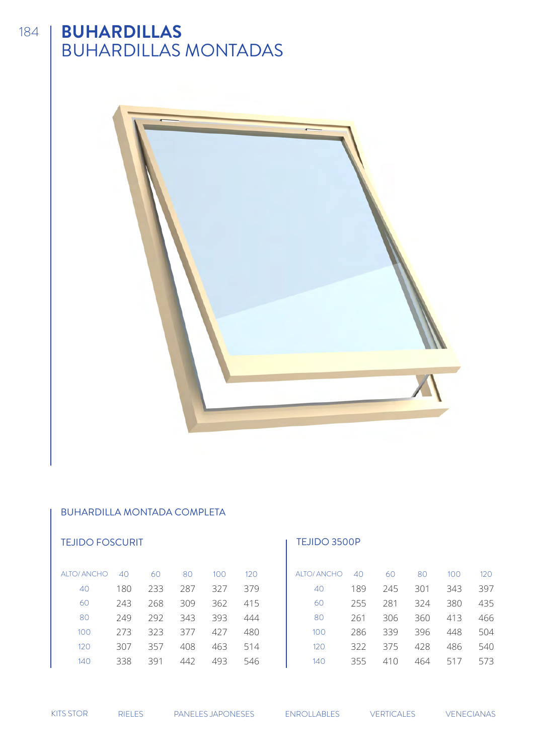# BUHARDILLAS
## BUHARDILLAS MONTADAS

### BUHARDILLA MONTADA COMPLETA

#### TEJIDO FOSCURIT

| ALTO/ ANCHO | 40 | 60 | 80 | 100 | 120 |
|---|---|---|---|---|---|
| 40 | 180 | 233 | 287 | 327 | 379 |
| 60 | 243 | 268 | 309 | 362 | 415 |
| 80 | 249 | 292 | 343 | 393 | 444 |
| 100 | 273 | 323 | 377 | 427 | 480 |
| 120 | 307 | 357 | 408 | 463 | 514 |
| 140 | 338 | 391 | 442 | 493 | 546 |

#### TEJIDO 3500P

| ALTO/ ANCHO | 40 | 60 | 80 | 100 | 120 |
|---|---|---|---|---|---|
| 40 | 189 | 245 | 301 | 343 | 397 |
| 60 | 255 | 281 | 324 | 380 | 435 |
| 80 | 261 | 306 | 360 | 413 | 466 |
| 100 | 286 | 339 | 396 | 448 | 504 |
| 120 | 322 | 375 | 428 | 486 | 540 |
| 140 | 355 | 410 | 464 | 517 | 573 |

KITS STOR RIELES PANELES JAPONESES ENROLLABLES VERTICALES VENECIANAS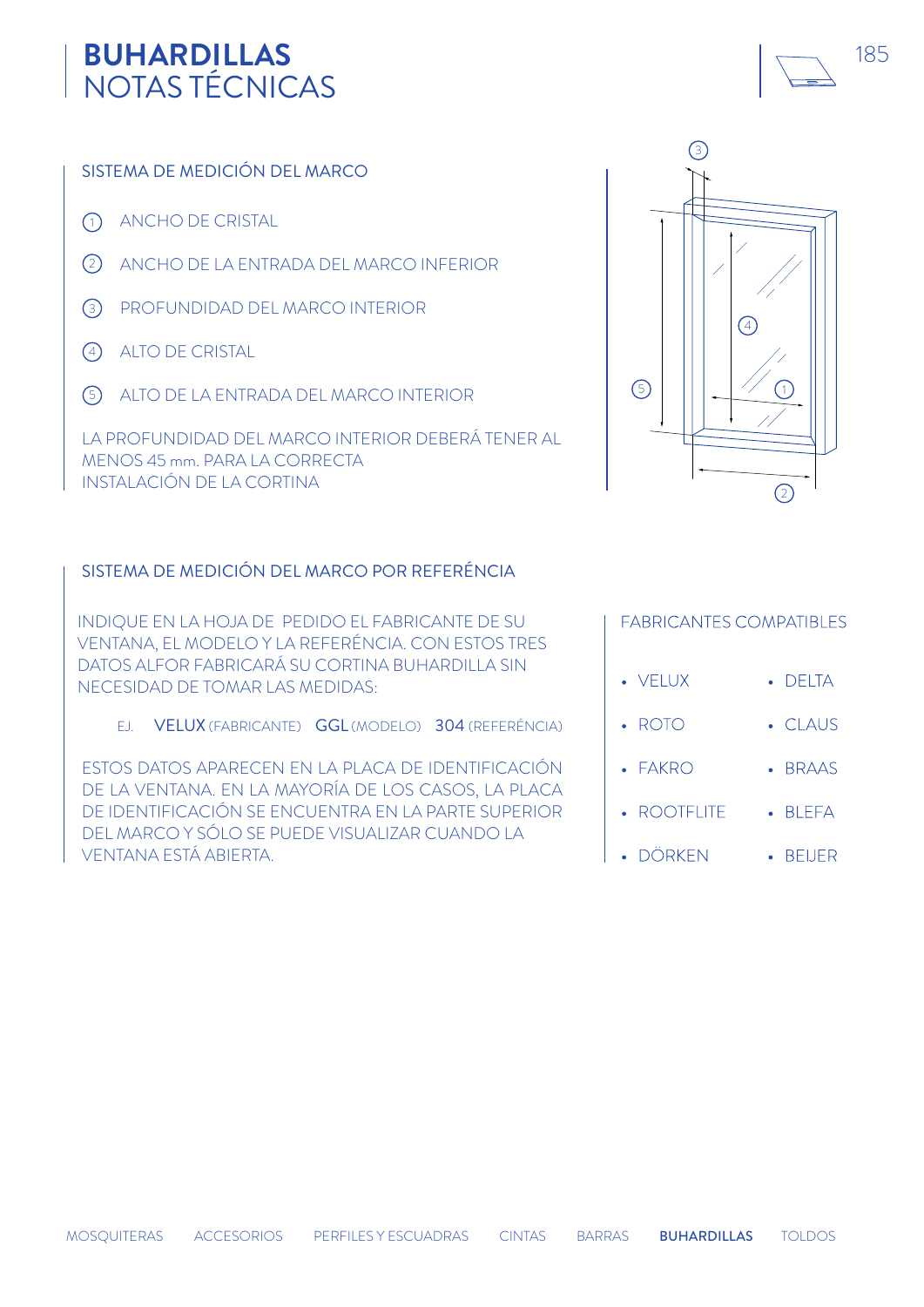# **BUHARDILLAS**
# NOTAS TÉCNICAS

## SISTEMA DE MEDICIÓN DEL MARCO

1. ANCHO DE CRISTAL
2. ANCHO DE LA ENTRADA DEL MARCO INFERIOR
3. PROFUNDIDAD DEL MARCO INTERIOR
4. ALTO DE CRISTAL
5. ALTO DE LA ENTRADA DEL MARCO INTERIOR

LA PROFUNDIDAD DEL MARCO INTERIOR DEBERÁ TENER AL MENOS 45 mm. PARA LA CORRECTA INSTALACIÓN DE LA CORTINA

3

4

5

1

2

## SISTEMA DE MEDICIÓN DEL MARCO POR REFERÉNCIA

INDIQUE EN LA HOJA DE PEDIDO EL FABRICANTE DE SU VENTANA, EL MODELO Y LA REFERÉNCIA. CON ESTOS TRES DATOS ALFOR FABRICARÁ SU CORTINA BUHARDILLA SIN NECESIDAD DE TOMAR LAS MEDIDAS:

EJ. VELUX (FABRICANTE) GGL (MODELO) 304 (REFERÉNCIA)

ESTOS DATOS APARECEN EN LA PLACA DE IDENTIFICACIÓN DE LA VENTANA. EN LA MAYORÍA DE LOS CASOS, LA PLACA DE IDENTIFICACIÓN SE ENCUENTRA EN LA PARTE SUPERIOR DEL MARCO Y SÓLO SE PUEDE VISUALIZAR CUANDO LA VENTANA ESTÁ ABIERTA.

## FABRICANTES COMPATIBLES

- VELUX
- ROTO
- FAKRO
- ROOTFLITE
- DÖRKEN
- DELTA
- CLAUS
- BRAAS
- BLEFA
- BEIJER